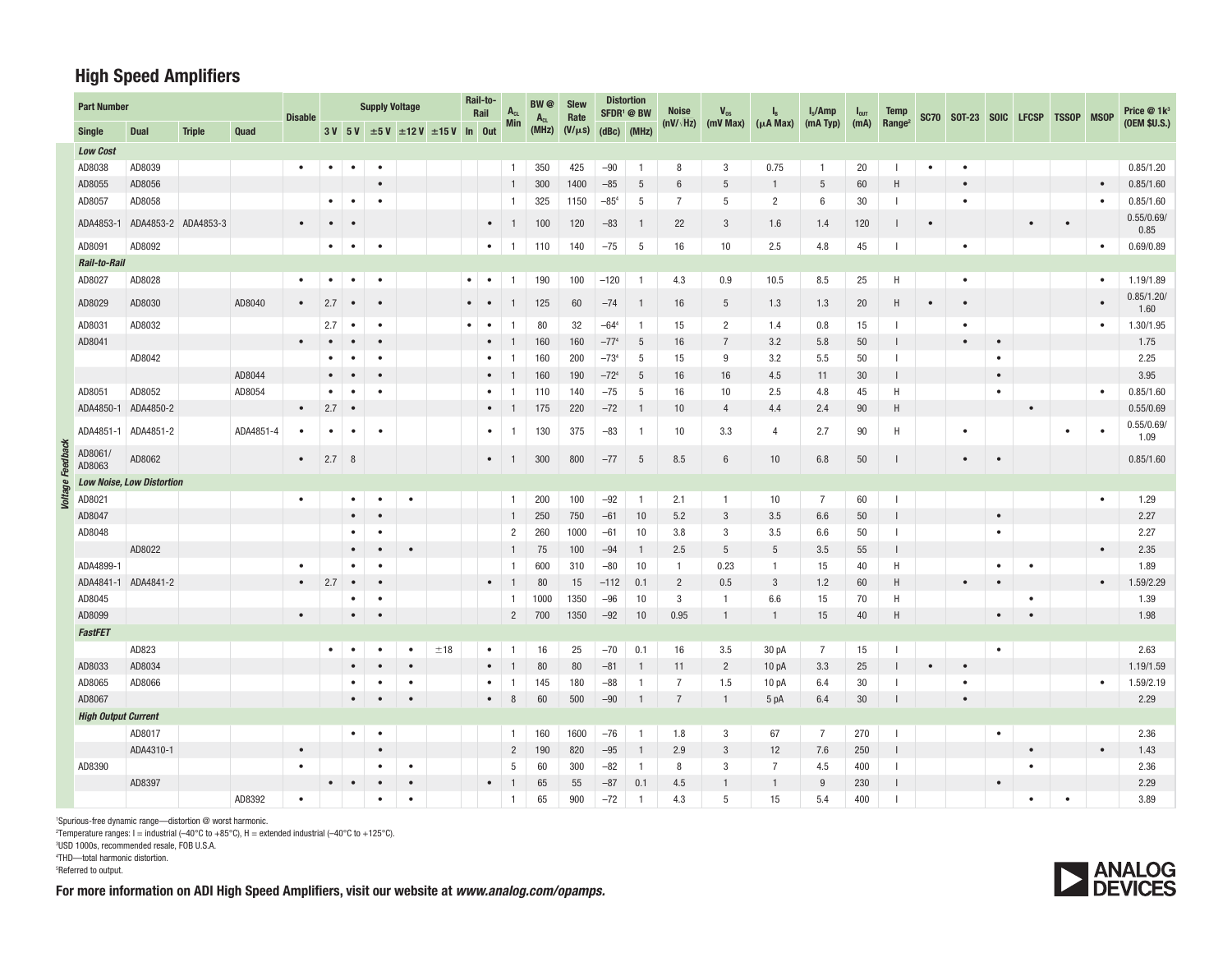## High Speed Amplifiers

*Voltage Feedback*

| Part Number | | | | Disable | Supply Voltage | | | | | Rail-to-Rail | | $A_{CL}$ Min | BW @ $A_{CL}$ (MHz) | Slew Rate (V/µs) | Distortion SFDR[1] @ BW | | Noise (nV/√Hz) | $V_{OS}$ (mV Max) | $I_B$ (µA Max) | $I_S$/Amp (mA Typ) | $I_{OUT}$ (mA) | Temp Range[2] | SC70 | SOT-23 | SOIC | LFCSP | TSSOP | MSOP | Price @ 1k[3] (OEM $U.S.) |
|---|---|---|---|---|---|---|---|---|---|---|---|---|---|---|---|---|---|---|---|---|---|---|---|---|---|---|---|---|---|
| Single | Dual | Triple | Quad | | 3 V | 5 V | ±5 V | ±12 V | ±15 V | In | Out | | | | (dBc) | (MHz) | | | | | | | | | | | | | |
| ***Low Cost*** | | | | | | | | | | | | | | | | | | | | | | | | | | | | | |
| AD8038 | AD8039 | | | • | • | • | • | | | | | 1 | 350 | 425 | −90 | 1 | 8 | 3 | 0.75 | 1 | 20 | I | • | • | | | | | 0.85/1.20 |
| AD8055 | AD8056 | | | | | | • | | | | | 1 | 300 | 1400 | −85 | 5 | 6 | 5 | 1 | 5 | 60 | H | | • | | | | • | 0.85/1.60 |
| AD8057 | AD8058 | | | | • | • | • | | | | | 1 | 325 | 1150 | −85[4] | 5 | 7 | 5 | 2 | 6 | 30 | I | | • | | | | • | 0.85/1.60 |
| ADA4853-1 | ADA4853-2 | ADA4853-3 | | • | • | • | | | | | • | 1 | 100 | 120 | −83 | 1 | 22 | 3 | 1.6 | 1.4 | 120 | I | • | | | • | • | | 0.55/0.69/0.85 |
| AD8091 | AD8092 | | | | • | • | • | | | | • | 1 | 110 | 140 | −75 | 5 | 16 | 10 | 2.5 | 4.8 | 45 | I | | • | | | | • | 0.69/0.89 |
| ***Rail-to-Rail*** | | | | | | | | | | | | | | | | | | | | | | | | | | | | | |
| AD8027 | AD8028 | | | • | • | • | • | | | • | • | 1 | 190 | 100 | −120 | 1 | 4.3 | 0.9 | 10.5 | 8.5 | 25 | H | | • | | | | • | 1.19/1.89 |
| AD8029 | AD8030 | | AD8040 | • | 2.7 | • | • | | | • | • | 1 | 125 | 60 | −74 | 1 | 16 | 5 | 1.3 | 1.3 | 20 | H | • | • | | | | • | 0.85/1.20/1.60 |
| AD8031 | AD8032 | | | | 2.7 | • | • | | | • | • | 1 | 80 | 32 | −64[4] | 1 | 15 | 2 | 1.4 | 0.8 | 15 | I | | • | | | | • | 1.30/1.95 |
| AD8041 | | | | • | • | • | • | | | | • | 1 | 160 | 160 | −77[4] | 5 | 16 | 7 | 3.2 | 5.8 | 50 | I | | • | • | | | | 1.75 |
| | AD8042 | | | | • | • | • | | | | • | 1 | 160 | 200 | −73[4] | 5 | 15 | 9 | 3.2 | 5.5 | 50 | I | | | • | | | | 2.25 |
| | | | AD8044 | | • | • | • | | | | • | 1 | 160 | 190 | −72[4] | 5 | 16 | 16 | 4.5 | 11 | 30 | I | | | • | | | | 3.95 |
| AD8051 | AD8052 | | AD8054 | | • | • | • | | | | • | 1 | 110 | 140 | −75 | 5 | 16 | 10 | 2.5 | 4.8 | 45 | H | | | • | | | • | 0.85/1.60 |
| ADA4850-1 | ADA4850-2 | | | • | 2.7 | • | | | | | • | 1 | 175 | 220 | −72 | 1 | 10 | 4 | 4.4 | 2.4 | 90 | H | | | | • | | | 0.55/0.69 |
| ADA4851-1 | ADA4851-2 | | ADA4851-4 | • | • | • | • | | | | • | 1 | 130 | 375 | −83 | 1 | 10 | 3.3 | 4 | 2.7 | 90 | H | | • | | | • | • | 0.55/0.69/1.09 |
| AD8061/AD8063 | AD8062 | | | • | 2.7 | 8 | | | | | • | 1 | 300 | 800 | −77 | 5 | 8.5 | 6 | 10 | 6.8 | 50 | I | | • | • | | | | 0.85/1.60 |
| ***Low Noise, Low Distortion*** | | | | | | | | | | | | | | | | | | | | | | | | | | | | | |
| AD8021 | | | | • | | • | • | • | | | | 1 | 200 | 100 | −92 | 1 | 2.1 | 1 | 10 | 7 | 60 | I | | | | | | • | 1.29 |
| AD8047 | | | | | | • | • | | | | | 1 | 250 | 750 | −61 | 10 | 5.2 | 3 | 3.5 | 6.6 | 50 | I | | | • | | | | 2.27 |
| AD8048 | | | | | | • | • | | | | | 2 | 260 | 1000 | −61 | 10 | 3.8 | 3 | 3.5 | 6.6 | 50 | I | | | • | | | | 2.27 |
| | AD8022 | | | | | • | • | • | | | | 1 | 75 | 100 | −94 | 1 | 2.5 | 5 | 5 | 3.5 | 55 | I | | | | | | • | 2.35 |
| ADA4899-1 | | | | • | | • | • | | | | | 1 | 600 | 310 | −80 | 10 | 1 | 0.23 | 1 | 15 | 40 | H | | | • | • | | | 1.89 |
| ADA4841-1 | ADA4841-2 | | | • | 2.7 | • | • | | | | • | 1 | 80 | 15 | −112 | 0.1 | 2 | 0.5 | 3 | 1.2 | 60 | H | | • | • | | | • | 1.59/2.29 |
| AD8045 | | | | | | • | • | | | | | 1 | 1000 | 1350 | −96 | 10 | 3 | 1 | 6.6 | 15 | 70 | H | | | | • | | | 1.39 |
| AD8099 | | | | • | | • | • | | | | | 2 | 700 | 1350 | −92 | 10 | 0.95 | 1 | 1 | 15 | 40 | H | | | • | • | | | 1.98 |
| ***FastFET*** | | | | | | | | | | | | | | | | | | | | | | | | | | | | | |
| | AD823 | | | | • | • | • | • | ±18 | | • | 1 | 16 | 25 | −70 | 0.1 | 16 | 3.5 | 30 pA | 7 | 15 | I | | | • | | | | 2.63 |
| AD8033 | AD8034 | | | | | • | • | • | | | • | 1 | 80 | 80 | −81 | 1 | 11 | 2 | 10 pA | 3.3 | 25 | I | • | • | | | | | 1.19/1.59 |
| AD8065 | AD8066 | | | | | • | • | • | | | • | 1 | 145 | 180 | −88 | 1 | 7 | 1.5 | 10 pA | 6.4 | 30 | I | | • | | | | • | 1.59/2.19 |
| AD8067 | | | | | | • | • | • | | | • | 8 | 60 | 500 | −90 | 1 | 7 | 1 | 5 pA | 6.4 | 30 | I | | • | | | | | 2.29 |
| ***High Output Current*** | | | | | | | | | | | | | | | | | | | | | | | | | | | | | |
| | AD8017 | | | | | • | • | | | | | 1 | 160 | 1600 | −76 | 1 | 1.8 | 3 | 67 | 7 | 270 | I | | | • | | | | 2.36 |
| | ADA4310-1 | | | • | | | • | | | | | 2 | 190 | 820 | −95 | 1 | 2.9 | 3 | 12 | 7.6 | 250 | I | | | | • | | • | 1.43 |
| AD8390 | | | | • | | | • | • | | | | 5 | 60 | 300 | −82 | 1 | 8 | 3 | 7 | 4.5 | 400 | I | | | | • | | | 2.36 |
| | AD8397 | | | | • | • | • | • | | | • | 1 | 65 | 55 | −87 | 0.1 | 4.5 | 1 | 1 | 9 | 230 | I | | | • | | | | 2.29 |
| | | | AD8392 | • | | | • | • | | | | 1 | 65 | 900 | −72 | 1 | 4.3 | 5 | 15 | 5.4 | 400 | I | | | | • | • | | 3.89 |

[1]Spurious-free dynamic range—distortion @ worst harmonic.
[2]Temperature ranges: I = industrial (–40°C to +85°C), H = extended industrial (–40°C to +125°C).
[3]USD 1000s, recommended resale, FOB U.S.A.
[4]THD—total harmonic distortion.
[5]Referred to output.

**For more information on ADI High Speed Amplifiers, visit our website at *www.analog.com/opamps.***

ANALOG DEVICES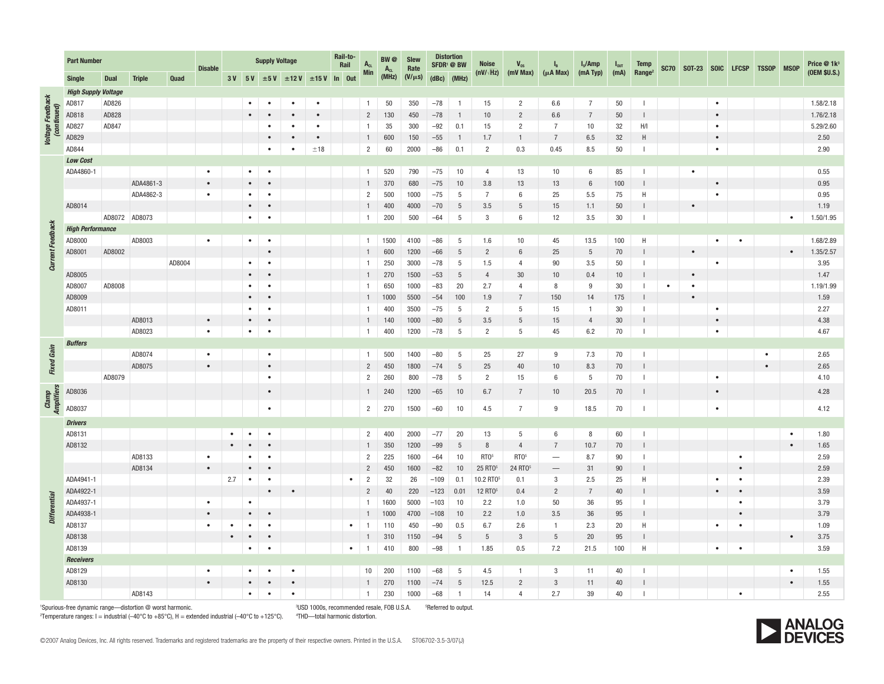| | Part Number | | | | Disable | Supply Voltage | | | | | Rail-to-Rail | | $A_{CL}$ Min | BW @ $A_{CL}$ (MHz) | Slew Rate (V/µs) | Distortion SFDR[1] @ BW | | Noise (nV/√Hz) | $V_{OS}$ (mV Max) | $I_B$ (µA Max) | $I_S$/Amp (mA Typ) | $I_{OUT}$ (mA) | Temp Range[2] | SC70 | SOT-23 | SOIC | LFCSP | TSSOP | MSOP | Price @ 1k[3] (OEM $U.S.) |
|---|---|---|---|---|---|---|---|---|---|---|---|---|---|---|---|---|---|---|---|---|---|---|---|---|---|---|---|---|---|---|
| | Single | Dual | Triple | Quad | | 3 V | 5 V | ±5 V | ±12 V | ±15 V | In | Out | | | | (dBc) | (MHz) | | | | | | | | | | | | | |
| **Voltage Feedback (continued)** | ***High Supply Voltage*** | | | | | | | | | | | | | | | | | | | | | | | | | | | | | |
| | AD817 | AD826 | | | | | • | • | • | • | | | 1 | 50 | 350 | −78 | 1 | 15 | 2 | 6.6 | 7 | 50 | I | | | • | | | | 1.58/2.18 |
| | AD818 | AD828 | | | | | • | • | • | • | | | 2 | 130 | 450 | −78 | 1 | 10 | 2 | 6.6 | 7 | 50 | I | | | • | | | | 1.76/2.18 |
| | AD827 | AD847 | | | | | | • | • | • | | | 1 | 35 | 300 | −92 | 0.1 | 15 | 2 | 7 | 10 | 32 | H/I | | | • | | | | 5.29/2.60 |
| | AD829 | | | | | | | • | • | • | | | 1 | 600 | 150 | −55 | 1 | 1.7 | 1 | 7 | 6.5 | 32 | H | | | • | | | | 2.50 |
| | AD844 | | | | | | | • | • | ±18 | | | 2 | 60 | 2000 | −86 | 0.1 | 2 | 0.3 | 0.45 | 8.5 | 50 | I | | | • | | | | 2.90 |
| **Current Feedback** | ***Low Cost*** | | | | | | | | | | | | | | | | | | | | | | | | | | | | | |
| | ADA4860-1 | | | | • | | • | • | | | | | 1 | 520 | 790 | −75 | 10 | 4 | 13 | 10 | 6 | 85 | I | | • | | | | | 0.55 |
| | | | ADA4861-3 | | • | | • | • | | | | | 1 | 370 | 680 | −75 | 10 | 3.8 | 13 | 13 | 6 | 100 | I | | | • | | | | 0.95 |
| | | | ADA4862-3 | | • | | • | • | | | | | 2 | 500 | 1000 | −75 | 5 | 7 | 6 | 25 | 5.5 | 75 | H | | | • | | | | 0.95 |
| | AD8014 | | | | | | • | • | | | | | 1 | 400 | 4000 | −70 | 5 | 3.5 | 5 | 15 | 1.1 | 50 | I | | • | | | | | 1.19 |
| | | AD8072 | AD8073 | | | | • | • | | | | | 1 | 200 | 500 | −64 | 5 | 3 | 6 | 12 | 3.5 | 30 | I | | | | | | • | 1.50/1.95 |
| | ***High Performance*** | | | | | | | | | | | | | | | | | | | | | | | | | | | | | |
| | AD8000 | | AD8003 | | • | | • | • | | | | | 1 | 1500 | 4100 | −86 | 5 | 1.6 | 10 | 45 | 13.5 | 100 | H | | | • | • | | | 1.68/2.89 |
| | AD8001 | AD8002 | | | | | | • | | | | | 1 | 600 | 1200 | −66 | 5 | 2 | 6 | 25 | 5 | 70 | I | | • | | | | • | 1.35/2.57 |
| | | | | AD8004 | | | • | • | | | | | 1 | 250 | 3000 | −78 | 5 | 1.5 | 4 | 90 | 3.5 | 50 | I | | | • | | | | 3.95 |
| | AD8005 | | | | | | • | • | | | | | 1 | 270 | 1500 | −53 | 5 | 4 | 30 | 10 | 0.4 | 10 | I | | • | | | | | 1.47 |
| | AD8007 | AD8008 | | | | | • | • | | | | | 1 | 650 | 1000 | −83 | 20 | 2.7 | 4 | 8 | 9 | 30 | I | • | • | | | | | 1.19/1.99 |
| | AD8009 | | | | | | • | • | | | | | 1 | 1000 | 5500 | −54 | 100 | 1.9 | 7 | 150 | 14 | 175 | I | | • | | | | | 1.59 |
| | AD8011 | | | | | | • | • | | | | | 1 | 400 | 3500 | −75 | 5 | 2 | 5 | 15 | 1 | 30 | I | | | • | | | | 2.27 |
| | | | AD8013 | | • | | • | • | | | | | 1 | 140 | 1000 | −80 | 5 | 3.5 | 5 | 15 | 4 | 30 | I | | | • | | | | 4.38 |
| | | | AD8023 | | • | | • | • | | | | | 1 | 400 | 1200 | −78 | 5 | 2 | 5 | 45 | 6.2 | 70 | I | | | • | | | | 4.67 |
| **Fixed Gain** | ***Buffers*** | | | | | | | | | | | | | | | | | | | | | | | | | | | | | |
| | | | AD8074 | | • | | | • | | | | | 1 | 500 | 1400 | −80 | 5 | 25 | 27 | 9 | 7.3 | 70 | I | | | | | • | | 2.65 |
| | | | AD8075 | | • | | | • | | | | | 2 | 450 | 1800 | −74 | 5 | 25 | 40 | 10 | 8.3 | 70 | I | | | | | • | | 2.65 |
| | | AD8079 | | | | | | • | | | | | 2 | 260 | 800 | −78 | 5 | 2 | 15 | 6 | 5 | 70 | I | | | • | | | | 4.10 |
| **Clamp Amplifiers** | AD8036 | | | | | | | • | | | | | 1 | 240 | 1200 | −65 | 10 | 6.7 | 7 | 10 | 20.5 | 70 | I | | | • | | | | 4.28 |
| | AD8037 | | | | | | | • | | | | | 2 | 270 | 1500 | −60 | 10 | 4.5 | 7 | 9 | 18.5 | 70 | I | | | • | | | | 4.12 |
| **Differential** | ***Drivers*** | | | | | | | | | | | | | | | | | | | | | | | | | | | | | |
| | AD8131 | | | | | • | • | • | | | | | 2 | 400 | 2000 | −77 | 20 | 13 | 5 | 6 | 8 | 60 | I | | | | | | • | 1.80 |
| | AD8132 | | | | | • | • | • | | | | | 1 | 350 | 1200 | −99 | 5 | 8 | 4 | 7 | 10.7 | 70 | I | | | | | | • | 1.65 |
| | | | AD8133 | | • | | • | • | | | | | 2 | 225 | 1600 | −64 | 10 | RTO[5] | RTO[5] | — | 8.7 | 90 | I | | | | • | | | 2.59 |
| | | | AD8134 | | • | | • | • | | | | | 2 | 450 | 1600 | −82 | 10 | 25 RTO[5] | 24 RTO[5] | — | 31 | 90 | I | | | | • | | | 2.59 |
| | ADA4941-1 | | | | | 2.7 | • | • | | | | • | 2 | 32 | 26 | −109 | 0.1 | 10.2 RTO[5] | 0.1 | 3 | 2.5 | 25 | H | | | • | • | | | 2.39 |
| | ADA4922-1 | | | | | | | • | • | | | | 2 | 40 | 220 | −123 | 0.01 | 12 RTO[5] | 0.4 | 2 | 7 | 40 | I | | | • | • | | | 3.59 |
| | ADA4937-1 | | | | • | | • | | | | | | 1 | 1600 | 5000 | −103 | 10 | 2.2 | 1.0 | 50 | 36 | 95 | I | | | | • | | | 3.79 |
| | ADA4938-1 | | | | • | | • | • | | | | | 1 | 1000 | 4700 | −108 | 10 | 2.2 | 1.0 | 3.5 | 36 | 95 | I | | | | • | | | 3.79 |
| | AD8137 | | | | • | • | • | • | | | | • | 1 | 110 | 450 | −90 | 0.5 | 6.7 | 2.6 | 1 | 2.3 | 20 | H | | | • | • | | | 1.09 |
| | AD8138 | | | | | • | • | • | | | | | 1 | 310 | 1150 | −94 | 5 | 5 | 3 | 5 | 20 | 95 | I | | | | | | • | 3.75 |
| | AD8139 | | | | | | • | • | | | | • | 1 | 410 | 800 | −98 | 1 | 1.85 | 0.5 | 7.2 | 21.5 | 100 | H | | | • | • | | | 3.59 |
| | ***Receivers*** | | | | | | | | | | | | | | | | | | | | | | | | | | | | | |
| | AD8129 | | | | • | | • | • | • | | | | 10 | 200 | 1100 | −68 | 5 | 4.5 | 1 | 3 | 11 | 40 | I | | | | | | • | 1.55 |
| | AD8130 | | | | • | | • | • | • | | | | 1 | 270 | 1100 | −74 | 5 | 12.5 | 2 | 3 | 11 | 40 | I | | | | | | • | 1.55 |
| | | | AD8143 | | | | • | • | • | | | | 1 | 230 | 1000 | −68 | 1 | 14 | 4 | 2.7 | 39 | 40 | I | | | | • | | | 2.55 |

[1]Spurious-free dynamic range—distortion @ worst harmonic.
[2]Temperature ranges: I = industrial (–40°C to +85°C), H = extended industrial (–40°C to +125°C).
[3]USD 1000s, recommended resale, FOB U.S.A.
[4]THD—total harmonic distortion.
[5]Referred to output.

©2007 Analog Devices, Inc. All rights reserved. Trademarks and registered trademarks are the property of their respective owners. Printed in the U.S.A. ST06702-3.5-3/07(J)

ANALOG DEVICES